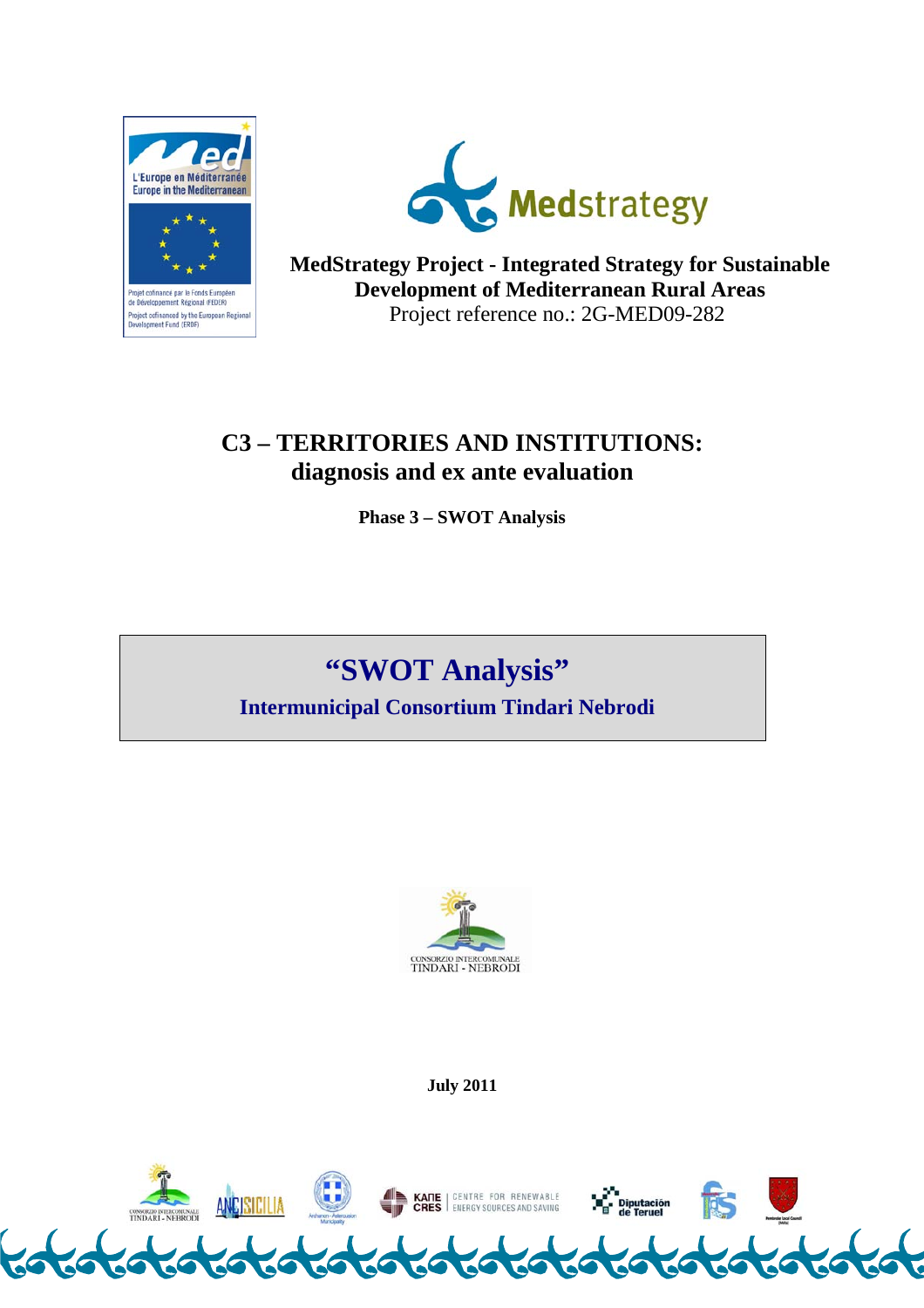**MedStrategy Project - Integrated Strategy for Sustainable Development of Mediterranean Rural Areas**
Project reference no.: 2G-MED09-282

# C3 – TERRITORIES AND INSTITUTIONS: diagnosis and ex ante evaluation

**Phase 3 – SWOT Analysis**

## "SWOT Analysis"

**Intermunicipal Consortium Tindari Nebrodi**

**July 2011**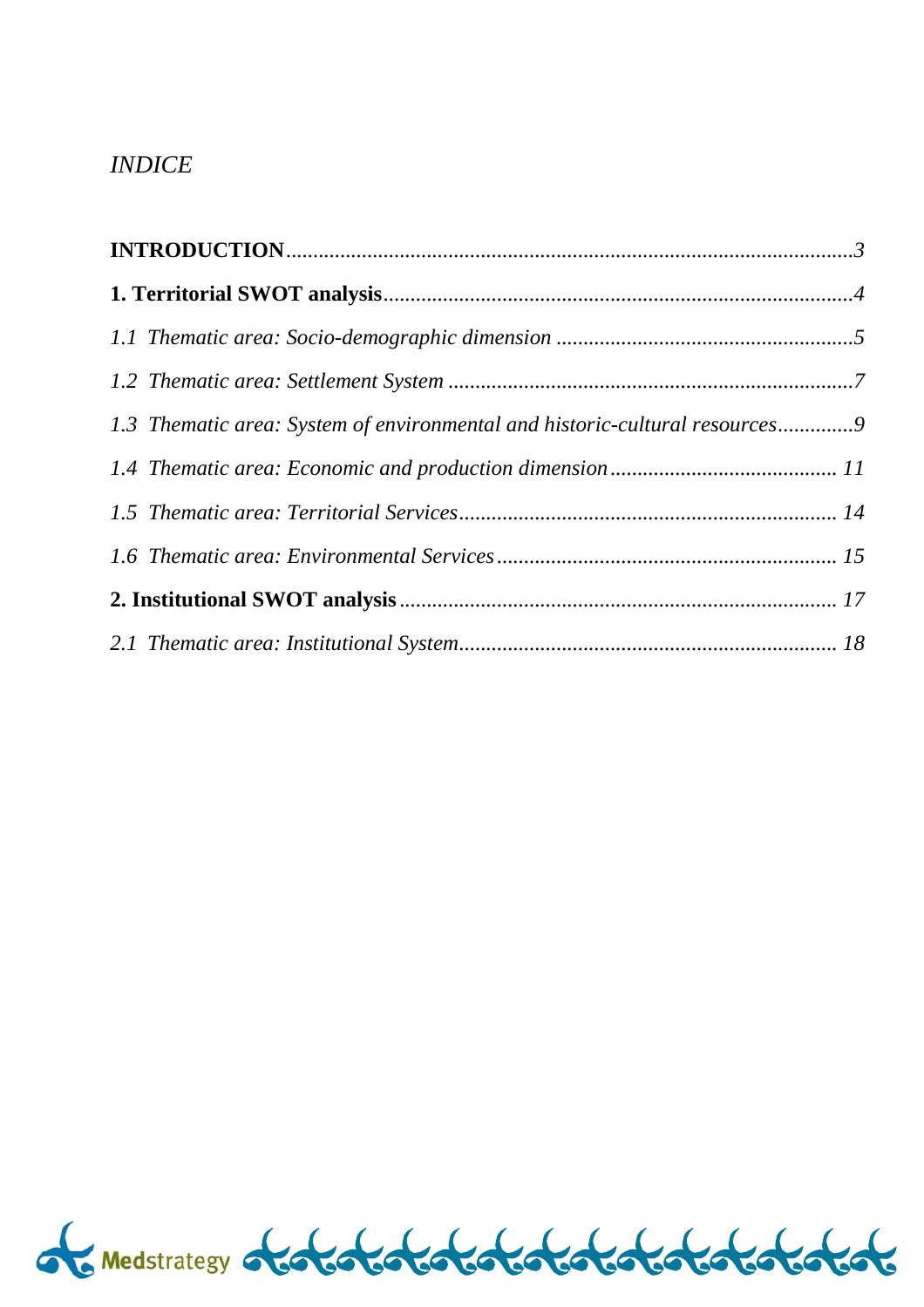*INDICE*

**INTRODUCTION**..........................................................................................................*3*

**1. Territorial SWOT analysis**.......................................................................................*4*

*1.1 Thematic area: Socio-demographic dimension* .......................................................*5*

*1.2 Thematic area: Settlement System* ...........................................................................*7*

*1.3 Thematic area: System of environmental and historic-cultural resources*..............*9*

*1.4 Thematic area: Economic and production dimension*.......................................... *11*

*1.5 Thematic area: Territorial Services*...................................................................... *14*

*1.6 Thematic area: Environmental Services*............................................................... *15*

**2. Institutional SWOT analysis**................................................................................. *17*

*2.1 Thematic area: Institutional System*..................................................................... *18*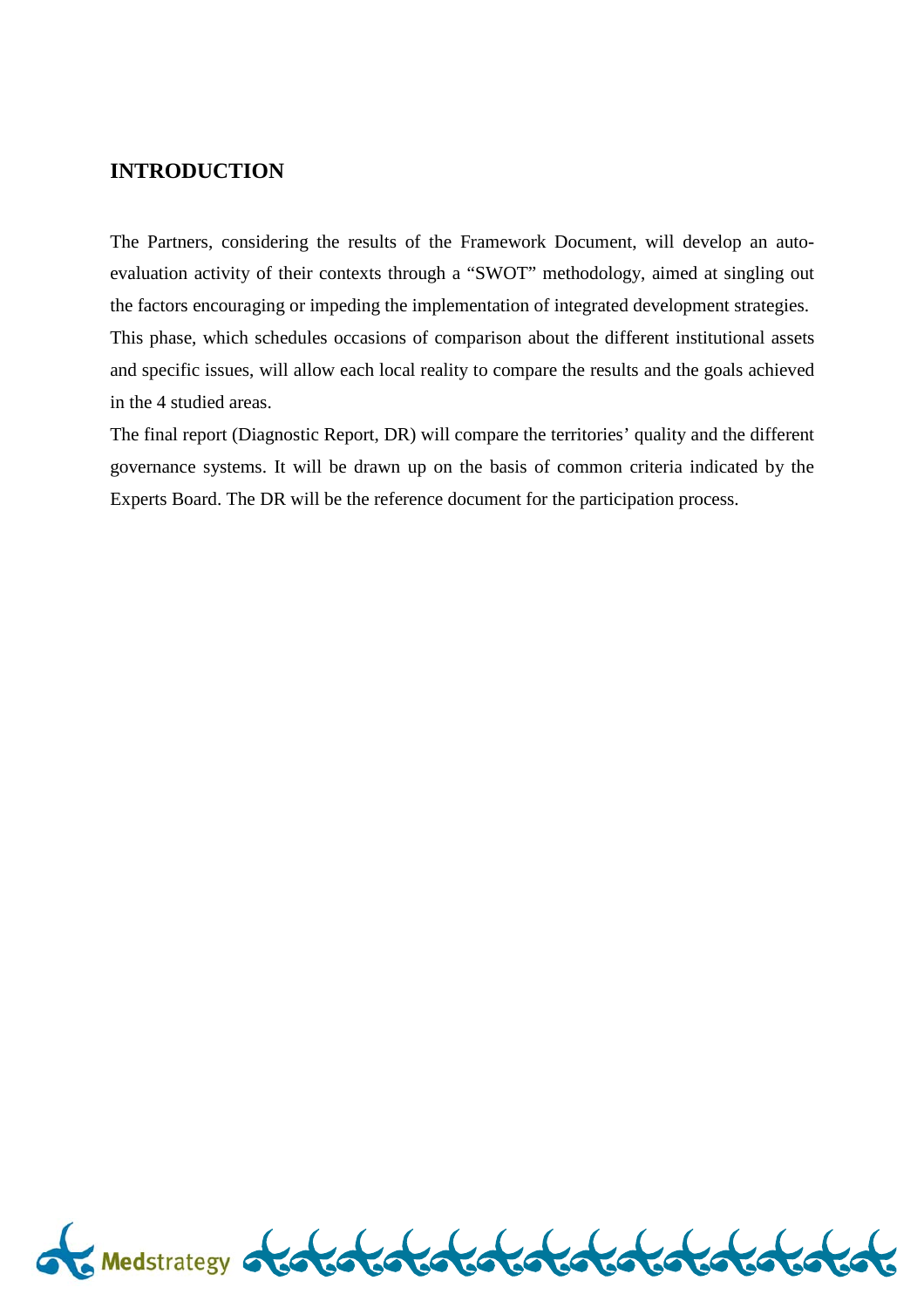## INTRODUCTION

The Partners, considering the results of the Framework Document, will develop an auto-evaluation activity of their contexts through a "SWOT" methodology, aimed at singling out the factors encouraging or impeding the implementation of integrated development strategies.
This phase, which schedules occasions of comparison about the different institutional assets and specific issues, will allow each local reality to compare the results and the goals achieved in the 4 studied areas.
The final report (Diagnostic Report, DR) will compare the territories' quality and the different governance systems. It will be drawn up on the basis of common criteria indicated by the Experts Board. The DR will be the reference document for the participation process.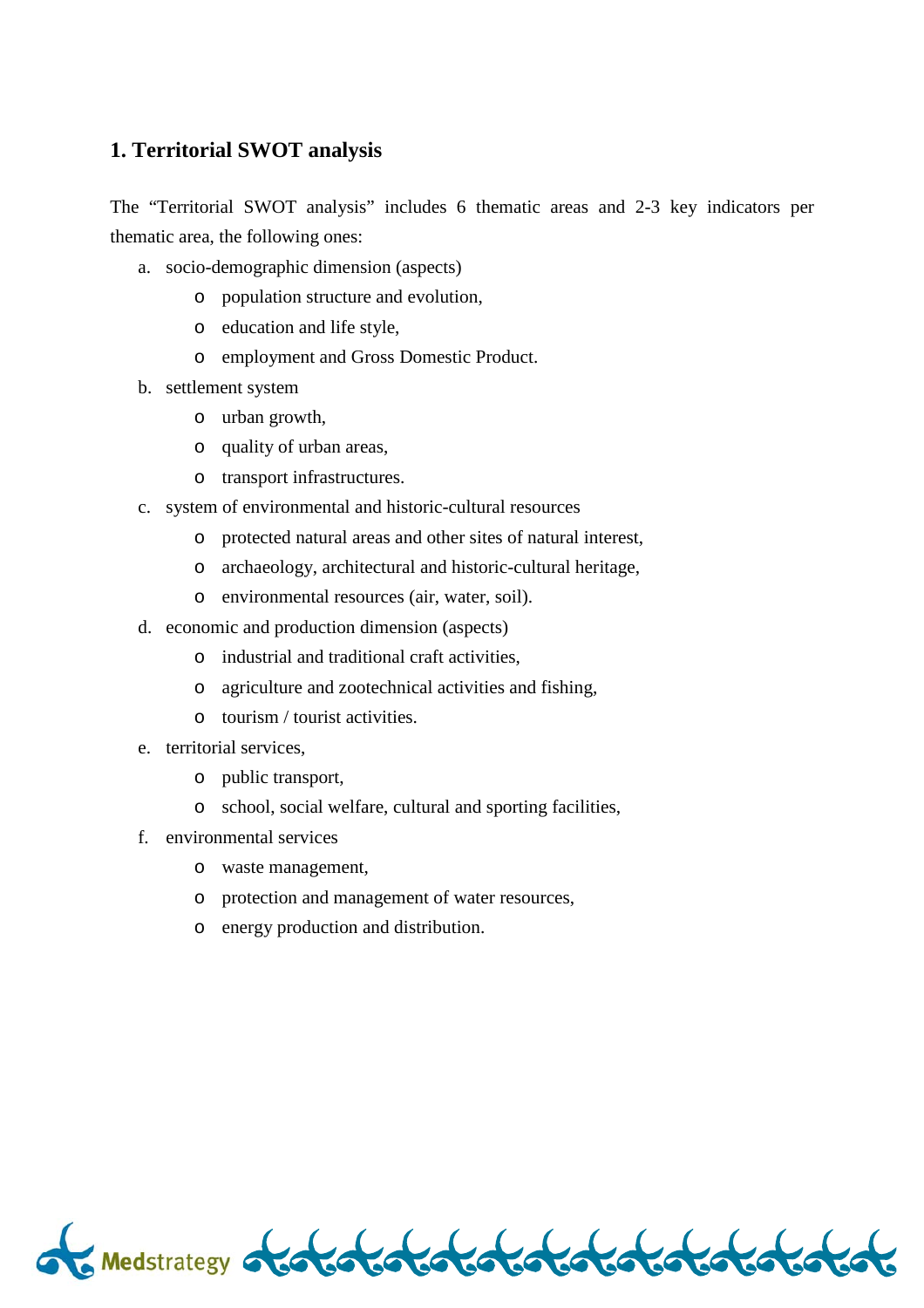## 1. Territorial SWOT analysis

The "Territorial SWOT analysis" includes 6 thematic areas and 2-3 key indicators per thematic area, the following ones:

a. socio-demographic dimension (aspects)
   - population structure and evolution,
   - education and life style,
   - employment and Gross Domestic Product.
b. settlement system
   - urban growth,
   - quality of urban areas,
   - transport infrastructures.
c. system of environmental and historic-cultural resources
   - protected natural areas and other sites of natural interest,
   - archaeology, architectural and historic-cultural heritage,
   - environmental resources (air, water, soil).
d. economic and production dimension (aspects)
   - industrial and traditional craft activities,
   - agriculture and zootechnical activities and fishing,
   - tourism / tourist activities.
e. territorial services,
   - public transport,
   - school, social welfare, cultural and sporting facilities,
f. environmental services
   - waste management,
   - protection and management of water resources,
   - energy production and distribution.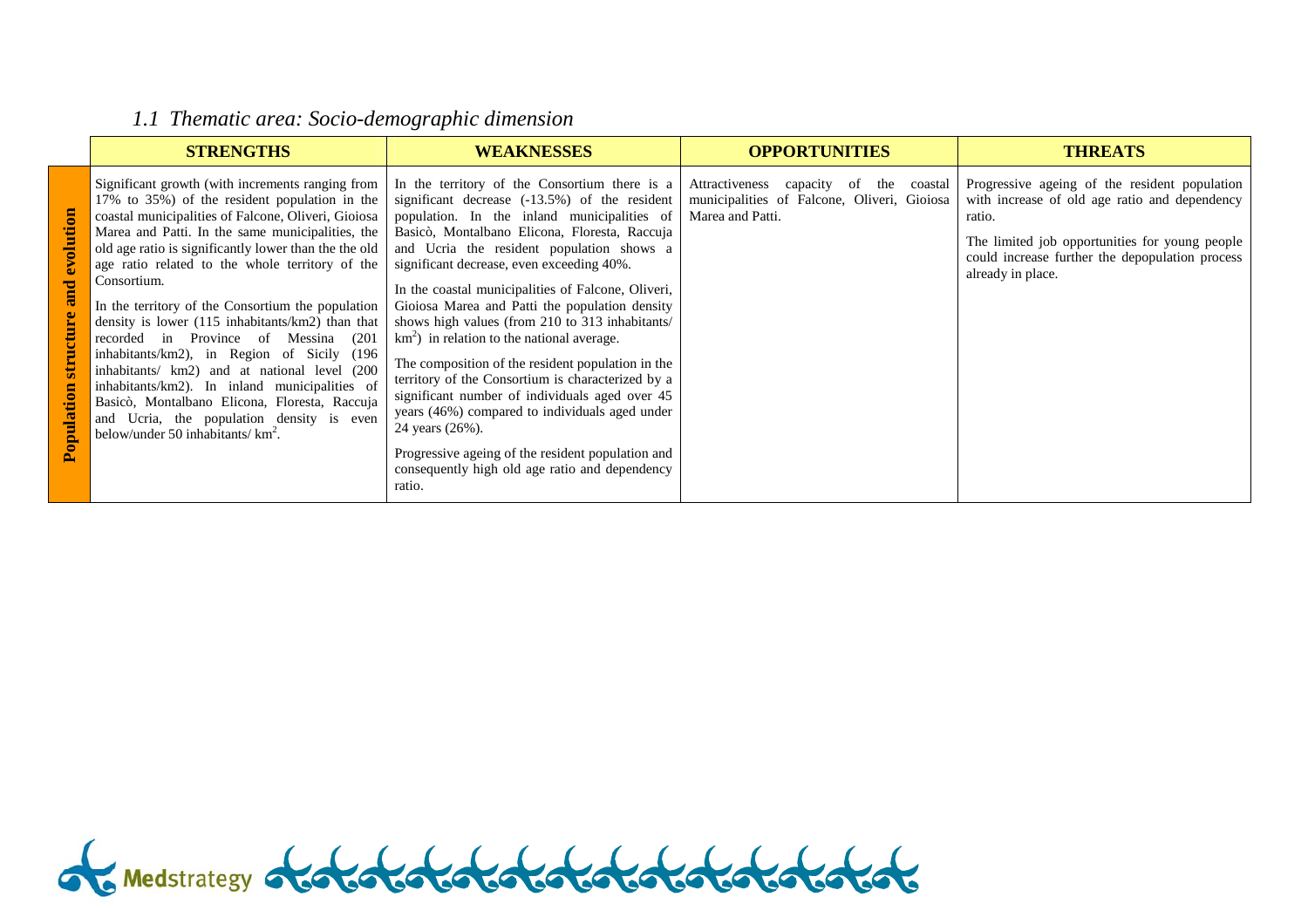## *1.1 Thematic area: Socio-demographic dimension*

| | STRENGTHS | WEAKNESSES | OPPORTUNITIES | THREATS |
|---|---|---|---|---|
| **Population structure and evolution** | Significant growth (with increments ranging from 17% to 35%) of the resident population in the coastal municipalities of Falcone, Oliveri, Gioiosa Marea and Patti. In the same municipalities, the old age ratio is significantly lower than the the old age ratio related to the whole territory of the Consortium.<br><br>In the territory of the Consortium the population density is lower (115 inhabitants/km2) than that recorded in Province of Messina (201 inhabitants/km2), in Region of Sicily (196 inhabitants/ km2) and at national level (200 inhabitants/km2). In inland municipalities of Basicò, Montalbano Elicona, Floresta, Raccuja and Ucria, the population density is even below/under 50 inhabitants/ km$^2$. | In the territory of the Consortium there is a significant decrease (-13.5%) of the resident population. In the inland municipalities of Basicò, Montalbano Elicona, Floresta, Raccuja and Ucria the resident population shows a significant decrease, even exceeding 40%.<br><br>In the coastal municipalities of Falcone, Oliveri, Gioiosa Marea and Patti the population density shows high values (from 210 to 313 inhabitants/ km$^2$) in relation to the national average.<br><br>The composition of the resident population in the territory of the Consortium is characterized by a significant number of individuals aged over 45 years (46%) compared to individuals aged under 24 years (26%).<br><br>Progressive ageing of the resident population and consequently high old age ratio and dependency ratio. | Attractiveness capacity of the coastal municipalities of Falcone, Oliveri, Gioiosa Marea and Patti. | Progressive ageing of the resident population with increase of old age ratio and dependency ratio.<br><br>The limited job opportunities for young people could increase further the depopulation process already in place. |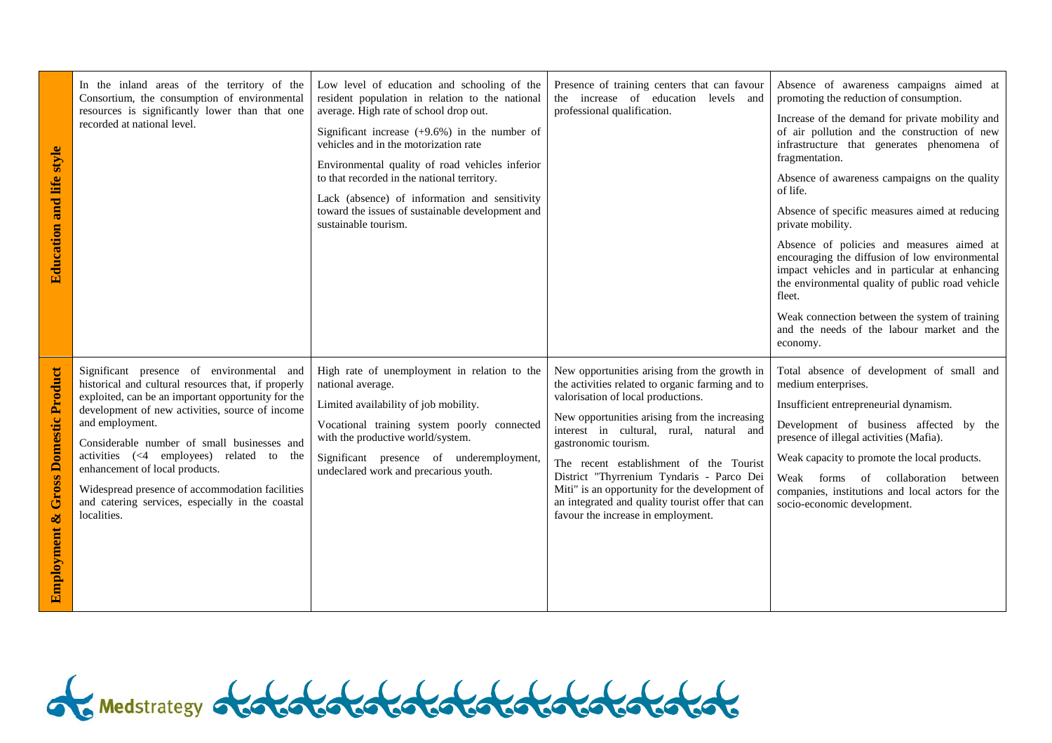| | | | | |
|---|---|---|---|---|
| **Education and life style** | In the inland areas of the territory of the Consortium, the consumption of environmental resources is significantly lower than that one recorded at national level. | Low level of education and schooling of the resident population in relation to the national average. High rate of school drop out.<br><br>Significant increase (+9.6%) in the number of vehicles and in the motorization rate<br><br>Environmental quality of road vehicles inferior to that recorded in the national territory.<br><br>Lack (absence) of information and sensitivity toward the issues of sustainable development and sustainable tourism. | Presence of training centers that can favour the increase of education levels and professional qualification. | Absence of awareness campaigns aimed at promoting the reduction of consumption.<br><br>Increase of the demand for private mobility and of air pollution and the construction of new infrastructure that generates phenomena of fragmentation.<br><br>Absence of awareness campaigns on the quality of life.<br><br>Absence of specific measures aimed at reducing private mobility.<br><br>Absence of policies and measures aimed at encouraging the diffusion of low environmental impact vehicles and in particular at enhancing the environmental quality of public road vehicle fleet.<br><br>Weak connection between the system of training and the needs of the labour market and the economy. |
| **Employment & Gross Domestic Product** | Significant presence of environmental and historical and cultural resources that, if properly exploited, can be an important opportunity for the development of new activities, source of income and employment.<br><br>Considerable number of small businesses and activities (<4 employees) related to the enhancement of local products.<br><br>Widespread presence of accommodation facilities and catering services, especially in the coastal localities. | High rate of unemployment in relation to the national average.<br><br>Limited availability of job mobility.<br><br>Vocational training system poorly connected with the productive world/system.<br><br>Significant presence of underemployment, undeclared work and precarious youth. | New opportunities arising from the growth in the activities related to organic farming and to valorisation of local productions.<br><br>New opportunities arising from the increasing interest in cultural, rural, natural and gastronomic tourism.<br><br>The recent establishment of the Tourist District "Thyrrenium Tyndaris - Parco Dei Miti" is an opportunity for the development of an integrated and quality tourist offer that can favour the increase in employment. | Total absence of development of small and medium enterprises.<br><br>Insufficient entrepreneurial dynamism.<br><br>Development of business affected by the presence of illegal activities (Mafia).<br><br>Weak capacity to promote the local products.<br><br>Weak forms of collaboration between companies, institutions and local actors for the socio-economic development. |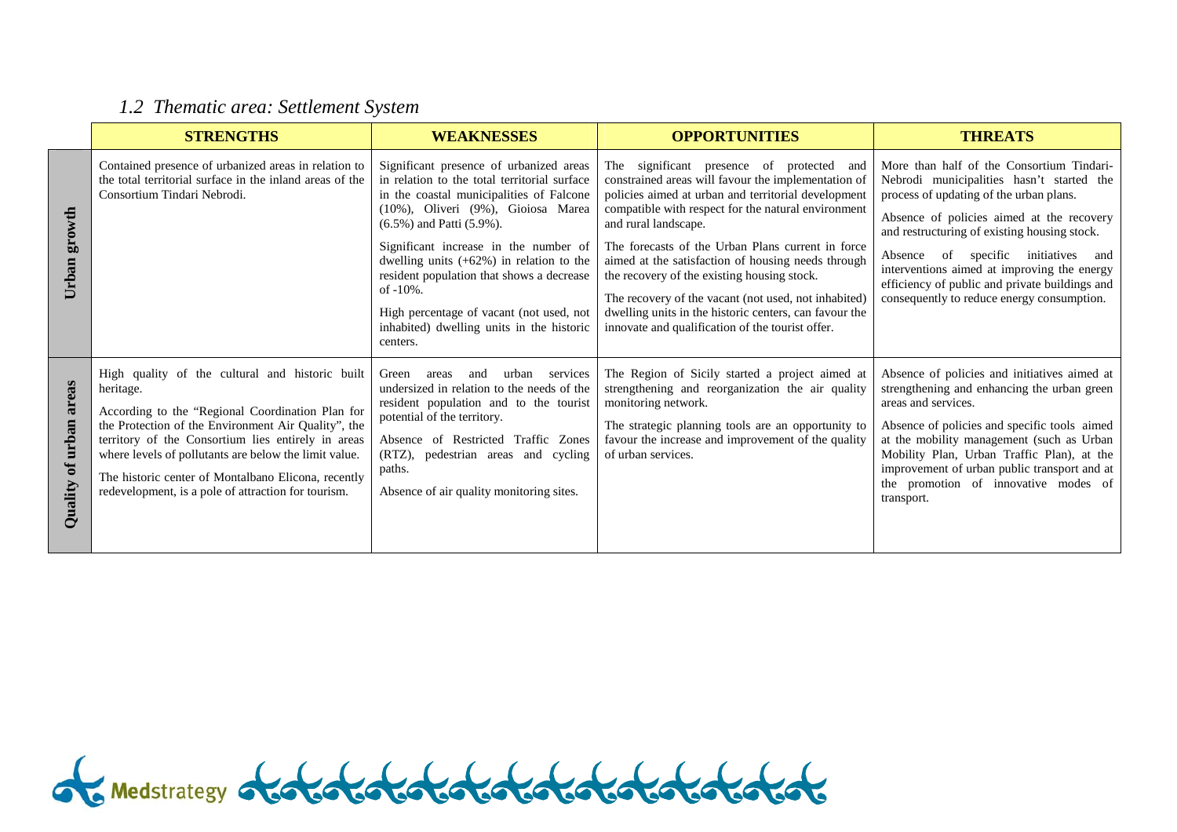## *1.2 Thematic area: Settlement System*

| | STRENGTHS | WEAKNESSES | OPPORTUNITIES | THREATS |
|---|---|---|---|---|
| **Urban growth** | Contained presence of urbanized areas in relation to the total territorial surface in the inland areas of the Consortium Tindari Nebrodi. | Significant presence of urbanized areas in relation to the total territorial surface in the coastal municipalities of Falcone (10%), Oliveri (9%), Gioiosa Marea (6.5%) and Patti (5.9%).<br><br>Significant increase in the number of dwelling units (+62%) in relation to the resident population that shows a decrease of -10%.<br><br>High percentage of vacant (not used, not inhabited) dwelling units in the historic centers. | The significant presence of protected and constrained areas will favour the implementation of policies aimed at urban and territorial development compatible with respect for the natural environment and rural landscape.<br><br>The forecasts of the Urban Plans current in force aimed at the satisfaction of housing needs through the recovery of the existing housing stock.<br><br>The recovery of the vacant (not used, not inhabited) dwelling units in the historic centers, can favour the innovate and qualification of the tourist offer. | More than half of the Consortium Tindari-Nebrodi municipalities hasn't started the process of updating of the urban plans.<br><br>Absence of policies aimed at the recovery and restructuring of existing housing stock.<br><br>Absence of specific initiatives and interventions aimed at improving the energy efficiency of public and private buildings and consequently to reduce energy consumption. |
| **Quality of urban areas** | High quality of the cultural and historic built heritage.<br><br>According to the "Regional Coordination Plan for the Protection of the Environment Air Quality", the territory of the Consortium lies entirely in areas where levels of pollutants are below the limit value.<br><br>The historic center of Montalbano Elicona, recently redevelopment, is a pole of attraction for tourism. | Green areas and urban services undersized in relation to the needs of the resident population and to the tourist potential of the territory.<br><br>Absence of Restricted Traffic Zones (RTZ), pedestrian areas and cycling paths.<br><br>Absence of air quality monitoring sites. | The Region of Sicily started a project aimed at strengthening and reorganization the air quality monitoring network.<br><br>The strategic planning tools are an opportunity to favour the increase and improvement of the quality of urban services. | Absence of policies and initiatives aimed at strengthening and enhancing the urban green areas and services.<br><br>Absence of policies and specific tools aimed at the mobility management (such as Urban Mobility Plan, Urban Traffic Plan), at the improvement of urban public transport and at the promotion of innovative modes of transport. |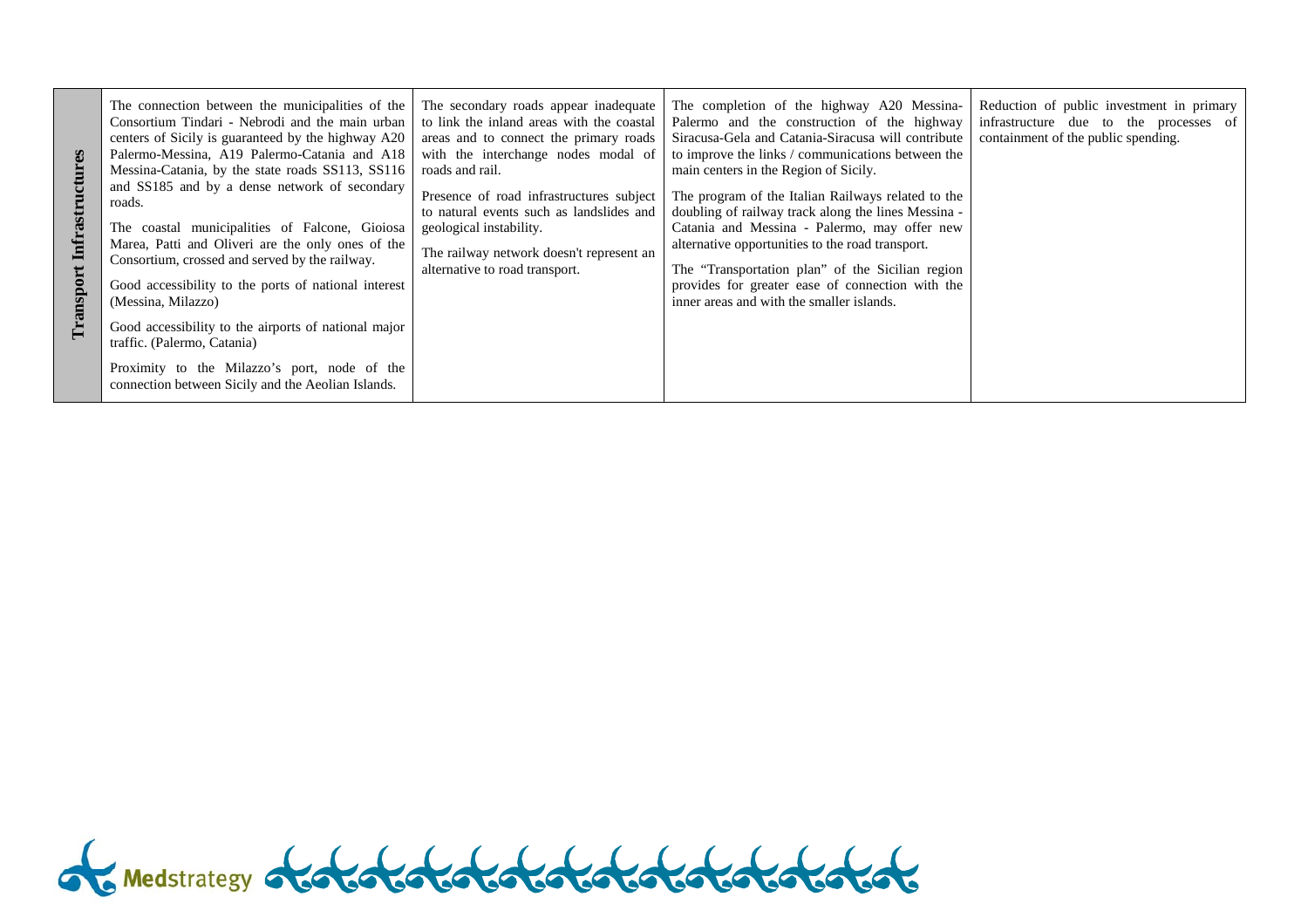| | | | | |
|---|---|---|---|---|
| **Transport Infrastructures** | The connection between the municipalities of the Consortium Tindari - Nebrodi and the main urban centers of Sicily is guaranteed by the highway A20 Palermo-Messina, A19 Palermo-Catania and A18 Messina-Catania, by the state roads SS113, SS116 and SS185 and by a dense network of secondary roads.<br><br>The coastal municipalities of Falcone, Gioiosa Marea, Patti and Oliveri are the only ones of the Consortium, crossed and served by the railway.<br><br>Good accessibility to the ports of national interest (Messina, Milazzo)<br><br>Good accessibility to the airports of national major traffic. (Palermo, Catania)<br><br>Proximity to the Milazzo's port, node of the connection between Sicily and the Aeolian Islands. | The secondary roads appear inadequate to link the inland areas with the coastal areas and to connect the primary roads with the interchange nodes modal of roads and rail.<br><br>Presence of road infrastructures subject to natural events such as landslides and geological instability.<br><br>The railway network doesn't represent an alternative to road transport. | The completion of the highway A20 Messina-Palermo and the construction of the highway Siracusa-Gela and Catania-Siracusa will contribute to improve the links / communications between the main centers in the Region of Sicily.<br><br>The program of the Italian Railways related to the doubling of railway track along the lines Messina - Catania and Messina - Palermo, may offer new alternative opportunities to the road transport.<br><br>The "Transportation plan" of the Sicilian region provides for greater ease of connection with the inner areas and with the smaller islands. | Reduction of public investment in primary infrastructure due to the processes of containment of the public spending. |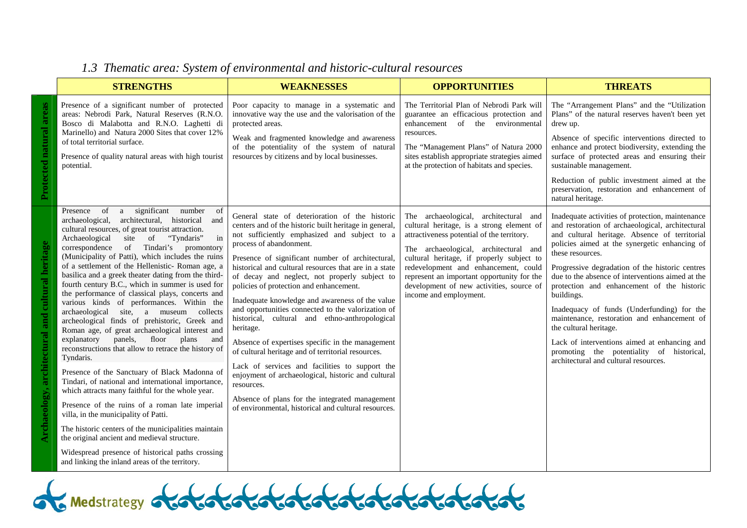### *1.3 Thematic area: System of environmental and historic-cultural resources*

| | **STRENGTHS** | **WEAKNESSES** | **OPPORTUNITIES** | **THREATS** |
|---|---|---|---|---|
| **Protected natural areas** | Presence of a significant number of protected areas: Nebrodi Park, Natural Reserves (R.N.O. Bosco di Malabotta and R.N.O. Laghetti di Marinello) and Natura 2000 Sites that cover 12% of total territorial surface.<br><br>Presence of quality natural areas with high tourist potential. | Poor capacity to manage in a systematic and innovative way the use and the valorisation of the protected areas.<br><br>Weak and fragmented knowledge and awareness of the potentiality of the system of natural resources by citizens and by local businesses. | The Territorial Plan of Nebrodi Park will guarantee an efficacious protection and enhancement of the environmental resources.<br><br>The "Management Plans" of Natura 2000 sites establish appropriate strategies aimed at the protection of habitats and species. | The "Arrangement Plans" and the "Utilization Plans" of the natural reserves haven't been yet drew up.<br><br>Absence of specific interventions directed to enhance and protect biodiversity, extending the surface of protected areas and ensuring their sustainable management.<br><br>Reduction of public investment aimed at the preservation, restoration and enhancement of natural heritage. |
| **Archaeology, architectural and cultural heritage** | Presence of a significant number of archaeological, architectural, historical and cultural resources, of great tourist attraction. Archaeological site of "Tyndaris" in correspondence of Tindari's promontory (Municipality of Patti), which includes the ruins of a settlement of the Hellenistic- Roman age, a basilica and a greek theater dating from the third-fourth century B.C., which in summer is used for the performance of classical plays, concerts and various kinds of performances. Within the archaeological site, a museum collects archeological finds of prehistoric, Greek and Roman age, of great archaeological interest and explanatory panels, floor plans and reconstructions that allow to retrace the history of Tyndaris.<br><br>Presence of the Sanctuary of Black Madonna of Tindari, of national and international importance, which attracts many faithful for the whole year.<br><br>Presence of the ruins of a roman late imperial villa, in the municipality of Patti.<br><br>The historic centers of the municipalities maintain the original ancient and medieval structure.<br><br>Widespread presence of historical paths crossing and linking the inland areas of the territory. | General state of deterioration of the historic centers and of the historic built heritage in general, not sufficiently emphasized and subject to a process of abandonment.<br><br>Presence of significant number of architectural, historical and cultural resources that are in a state of decay and neglect, not properly subject to policies of protection and enhancement.<br><br>Inadequate knowledge and awareness of the value and opportunities connected to the valorization of historical, cultural and ethno-anthropological heritage.<br><br>Absence of expertises specific in the management of cultural heritage and of territorial resources.<br><br>Lack of services and facilities to support the enjoyment of archaeological, historic and cultural resources.<br><br>Absence of plans for the integrated management of environmental, historical and cultural resources. | The archaeological, architectural and cultural heritage, is a strong element of attractiveness potential of the territory.<br><br>The archaeological, architectural and cultural heritage, if properly subject to redevelopment and enhancement, could represent an important opportunity for the development of new activities, source of income and employment. | Inadequate activities of protection, maintenance and restoration of archaeological, architectural and cultural heritage. Absence of territorial policies aimed at the synergetic enhancing of these resources.<br><br>Progressive degradation of the historic centres due to the absence of interventions aimed at the protection and enhancement of the historic buildings.<br><br>Inadequacy of funds (Underfunding) for the maintenance, restoration and enhancement of the cultural heritage.<br><br>Lack of interventions aimed at enhancing and promoting the potentiality of historical, architectural and cultural resources. |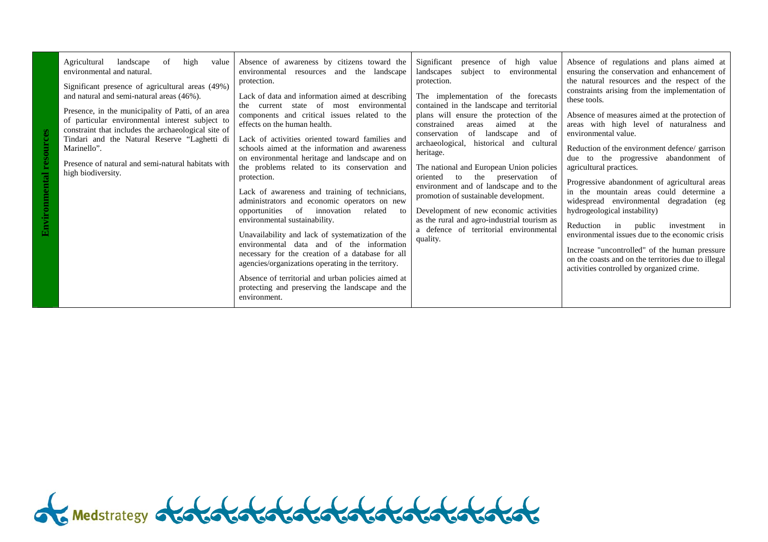| | | | | |
|---|---|---|---|---|
| **Environmental resources** | Agricultural landscape of high value environmental and natural.<br><br>Significant presence of agricultural areas (49%) and natural and semi-natural areas (46%).<br><br>Presence, in the municipality of Patti, of an area of particular environmental interest subject to constraint that includes the archaeological site of Tindari and the Natural Reserve "Laghetti di Marinello".<br><br>Presence of natural and semi-natural habitats with high biodiversity. | Absence of awareness by citizens toward the environmental resources and the landscape protection.<br><br>Lack of data and information aimed at describing the current state of most environmental components and critical issues related to the effects on the human health.<br><br>Lack of activities oriented toward families and schools aimed at the information and awareness on environmental heritage and landscape and on the problems related to its conservation and protection.<br><br>Lack of awareness and training of technicians, administrators and economic operators on new opportunities of innovation related to environmental sustainability.<br><br>Unavailability and lack of systematization of the environmental data and of the information necessary for the creation of a database for all agencies/organizations operating in the territory.<br><br>Absence of territorial and urban policies aimed at protecting and preserving the landscape and the environment. | Significant presence of high value landscapes subject to environmental protection.<br><br>The implementation of the forecasts contained in the landscape and territorial plans will ensure the protection of the constrained areas aimed at the conservation of landscape and of archaeological, historical and cultural heritage.<br><br>The national and European Union policies oriented to the preservation of environment and of landscape and to the promotion of sustainable development.<br><br>Development of new economic activities as the rural and agro-industrial tourism as a defence of territorial environmental quality. | Absence of regulations and plans aimed at ensuring the conservation and enhancement of the natural resources and the respect of the constraints arising from the implementation of these tools.<br><br>Absence of measures aimed at the protection of areas with high level of naturalness and environmental value.<br><br>Reduction of the environment defence/ garrison due to the progressive abandonment of agricultural practices.<br><br>Progressive abandonment of agricultural areas in the mountain areas could determine a widespread environmental degradation (eg hydrogeological instability)<br><br>Reduction in public investment in environmental issues due to the economic crisis<br><br>Increase "uncontrolled" of the human pressure on the coasts and on the territories due to illegal activities controlled by organized crime. |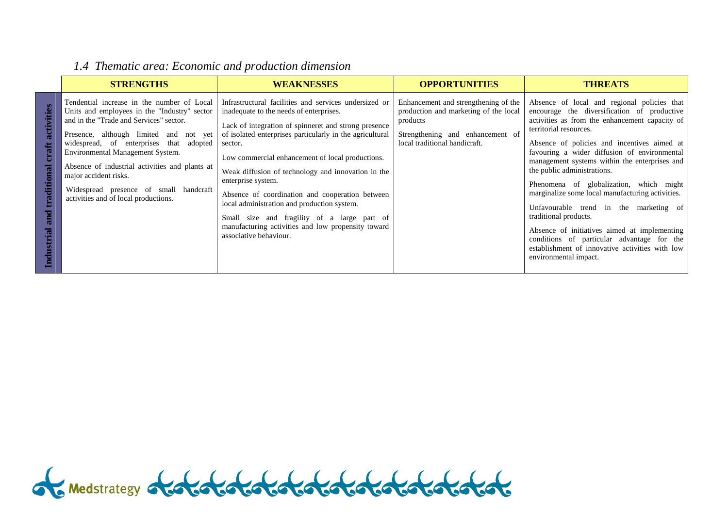## *1.4 Thematic area: Economic and production dimension*

| | STRENGTHS | WEAKNESSES | OPPORTUNITIES | THREATS |
|---|---|---|---|---|
| **Industrial and traditional craft activities** | Tendential increase in the number of Local Units and employees in the "Industry" sector and in the "Trade and Services" sector.<br><br>Presence, although limited and not yet widespread, of enterprises that adopted Environmental Management System.<br><br>Absence of industrial activities and plants at major accident risks.<br><br>Widespread presence of small handcraft activities and of local productions. | Infrastructural facilities and services undersized or inadequate to the needs of enterprises.<br><br>Lack of integration of spinneret and strong presence of isolated enterprises particularly in the agricultural sector.<br><br>Low commercial enhancement of local productions.<br><br>Weak diffusion of technology and innovation in the enterprise system.<br><br>Absence of coordination and cooperation between local administration and production system.<br><br>Small size and fragility of a large part of manufacturing activities and low propensity toward associative behaviour. | Enhancement and strengthening of the production and marketing of the local products<br><br>Strengthening and enhancement of local traditional handicraft. | Absence of local and regional policies that encourage the diversification of productive activities as from the enhancement capacity of territorial resources.<br><br>Absence of policies and incentives aimed at favouring a wider diffusion of environmental management systems within the enterprises and the public administrations.<br><br>Phenomena of globalization, which might marginalize some local manufacturing activities.<br><br>Unfavourable trend in the marketing of traditional products.<br><br>Absence of initiatives aimed at implementing conditions of particular advantage for the establishment of innovative activities with low environmental impact. |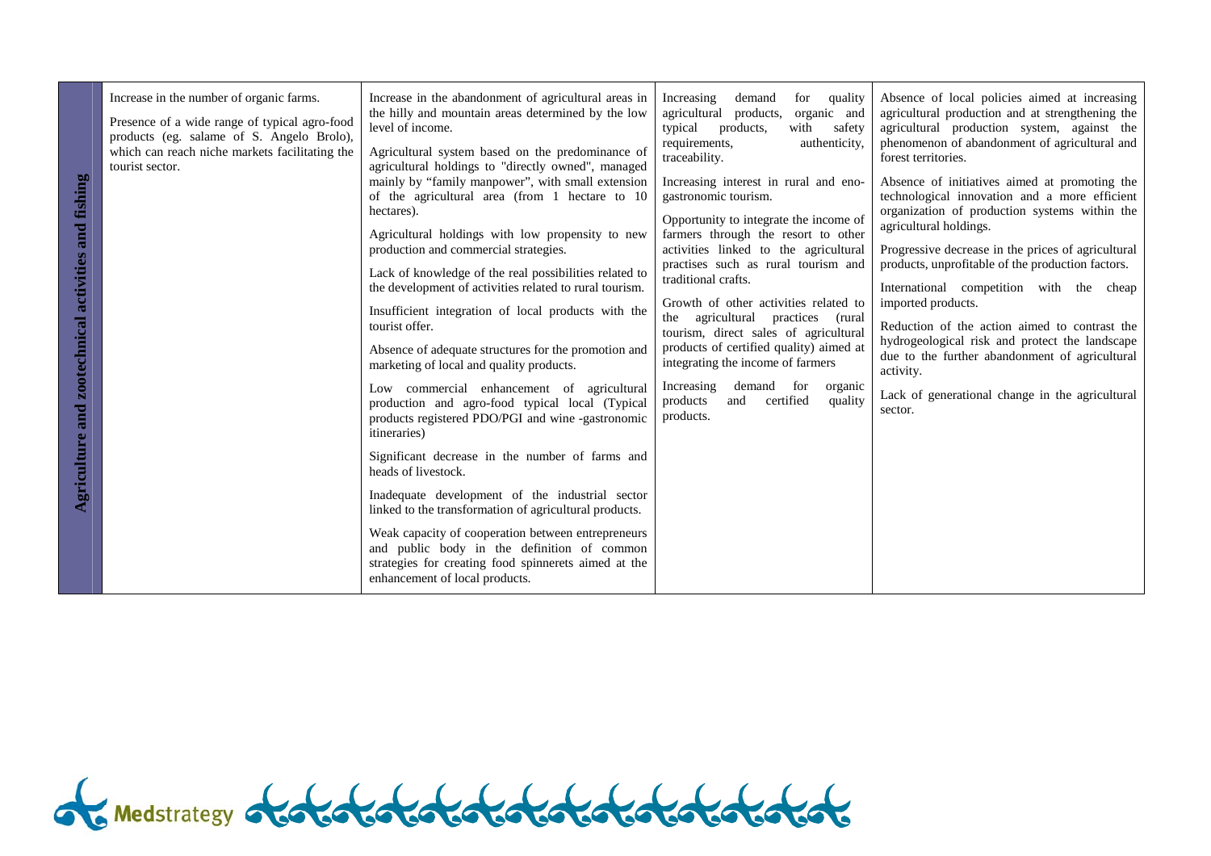| | | | | |
|---|---|---|---|---|
| **Agriculture and zootechnical activities and fishing** | Increase in the number of organic farms.<br><br>Presence of a wide range of typical agro-food products (eg. salame of S. Angelo Brolo), which can reach niche markets facilitating the tourist sector. | Increase in the abandonment of agricultural areas in the hilly and mountain areas determined by the low level of income.<br><br>Agricultural system based on the predominance of agricultural holdings to "directly owned", managed mainly by "family manpower", with small extension of the agricultural area (from 1 hectare to 10 hectares).<br><br>Agricultural holdings with low propensity to new production and commercial strategies.<br><br>Lack of knowledge of the real possibilities related to the development of activities related to rural tourism.<br><br>Insufficient integration of local products with the tourist offer.<br><br>Absence of adequate structures for the promotion and marketing of local and quality products.<br><br>Low commercial enhancement of agricultural production and agro-food typical local (Typical products registered PDO/PGI and wine -gastronomic itineraries)<br><br>Significant decrease in the number of farms and heads of livestock.<br><br>Inadequate development of the industrial sector linked to the transformation of agricultural products.<br><br>Weak capacity of cooperation between entrepreneurs and public body in the definition of common strategies for creating food spinnerets aimed at the enhancement of local products. | Increasing demand for quality agricultural products, organic and typical products, with safety requirements, authenticity, traceability.<br><br>Increasing interest in rural and eno-gastronomic tourism.<br><br>Opportunity to integrate the income of farmers through the resort to other activities linked to the agricultural practises such as rural tourism and traditional crafts.<br><br>Growth of other activities related to the agricultural practices (rural tourism, direct sales of agricultural products of certified quality) aimed at integrating the income of farmers<br><br>Increasing demand for organic products and certified quality products. | Absence of local policies aimed at increasing agricultural production and at strengthening the agricultural production system, against the phenomenon of abandonment of agricultural and forest territories.<br><br>Absence of initiatives aimed at promoting the technological innovation and a more efficient organization of production systems within the agricultural holdings.<br><br>Progressive decrease in the prices of agricultural products, unprofitable of the production factors.<br><br>International competition with the cheap imported products.<br><br>Reduction of the action aimed to contrast the hydrogeological risk and protect the landscape due to the further abandonment of agricultural activity.<br><br>Lack of generational change in the agricultural sector. |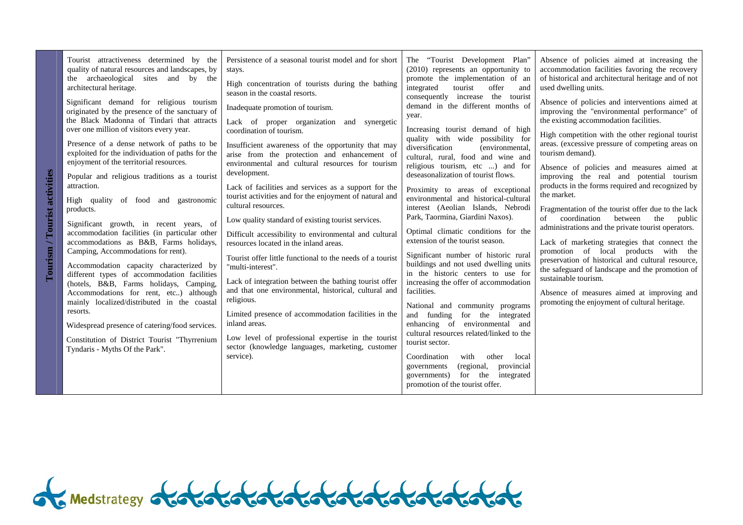| | | | | |
|---|---|---|---|---|
| **Tourism / Tourist activities** | Tourist attractiveness determined by the quality of natural resources and landscapes, by the archaeological sites and by the architectural heritage.<br><br>Significant demand for religious tourism originated by the presence of the sanctuary of the Black Madonna of Tindari that attracts over one million of visitors every year.<br><br>Presence of a dense network of paths to be exploited for the individuation of paths for the enjoyment of the territorial resources.<br><br>Popular and religious traditions as a tourist attraction.<br><br>High quality of food and gastronomic products.<br><br>Significant growth, in recent years, of accommodation facilities (in particular other accommodations as B&B, Farms holidays, Camping, Accommodations for rent).<br><br>Accommodation capacity characterized by different types of accommodation facilities (hotels, B&B, Farms holidays, Camping, Accommodations for rent, etc..) although mainly localized/distributed in the coastal resorts.<br><br>Widespread presence of catering/food services.<br><br>Constitution of District Tourist "Thyrrenium Tyndaris - Myths Of the Park". | Persistence of a seasonal tourist model and for short stays.<br><br>High concentration of tourists during the bathing season in the coastal resorts.<br><br>Inadequate promotion of tourism.<br><br>Lack of proper organization and synergetic coordination of tourism.<br><br>Insufficient awareness of the opportunity that may arise from the protection and enhancement of environmental and cultural resources for tourism development.<br><br>Lack of facilities and services as a support for the tourist activities and for the enjoyment of natural and cultural resources.<br><br>Low quality standard of existing tourist services.<br><br>Difficult accessibility to environmental and cultural resources located in the inland areas.<br><br>Tourist offer little functional to the needs of a tourist "multi-interest".<br><br>Lack of integration between the bathing tourist offer and that one environmental, historical, cultural and religious.<br><br>Limited presence of accommodation facilities in the inland areas.<br><br>Low level of professional expertise in the tourist sector (knowledge languages, marketing, customer service). | The "Tourist Development Plan" (2010) represents an opportunity to promote the implementation of an integrated tourist offer and consequently increase the tourist demand in the different months of year.<br><br>Increasing tourist demand of high quality with wide possibility for diversification (environmental, cultural, rural, food and wine and religious tourism, etc ...) and for deseasonalization of tourist flows.<br><br>Proximity to areas of exceptional environmental and historical-cultural interest (Aeolian Islands, Nebrodi Park, Taormina, Giardini Naxos).<br><br>Optimal climatic conditions for the extension of the tourist season.<br><br>Significant number of historic rural buildings and not used dwelling units in the historic centers to use for increasing the offer of accommodation facilities.<br><br>National and community programs and funding for the integrated enhancing of environmental and cultural resources related/linked to the tourist sector.<br><br>Coordination with other local governments (regional, provincial governments) for the integrated promotion of the tourist offer. | Absence of policies aimed at increasing the accommodation facilities favoring the recovery of historical and architectural heritage and of not used dwelling units.<br><br>Absence of policies and interventions aimed at improving the "environmental performance" of the existing accommodation facilities.<br><br>High competition with the other regional tourist areas. (excessive pressure of competing areas on tourism demand).<br><br>Absence of policies and measures aimed at improving the real and potential tourism products in the forms required and recognized by the market.<br><br>Fragmentation of the tourist offer due to the lack of coordination between the public administrations and the private tourist operators.<br><br>Lack of marketing strategies that connect the promotion of local products with the preservation of historical and cultural resource, the safeguard of landscape and the promotion of sustainable tourism.<br><br>Absence of measures aimed at improving and promoting the enjoyment of cultural heritage. |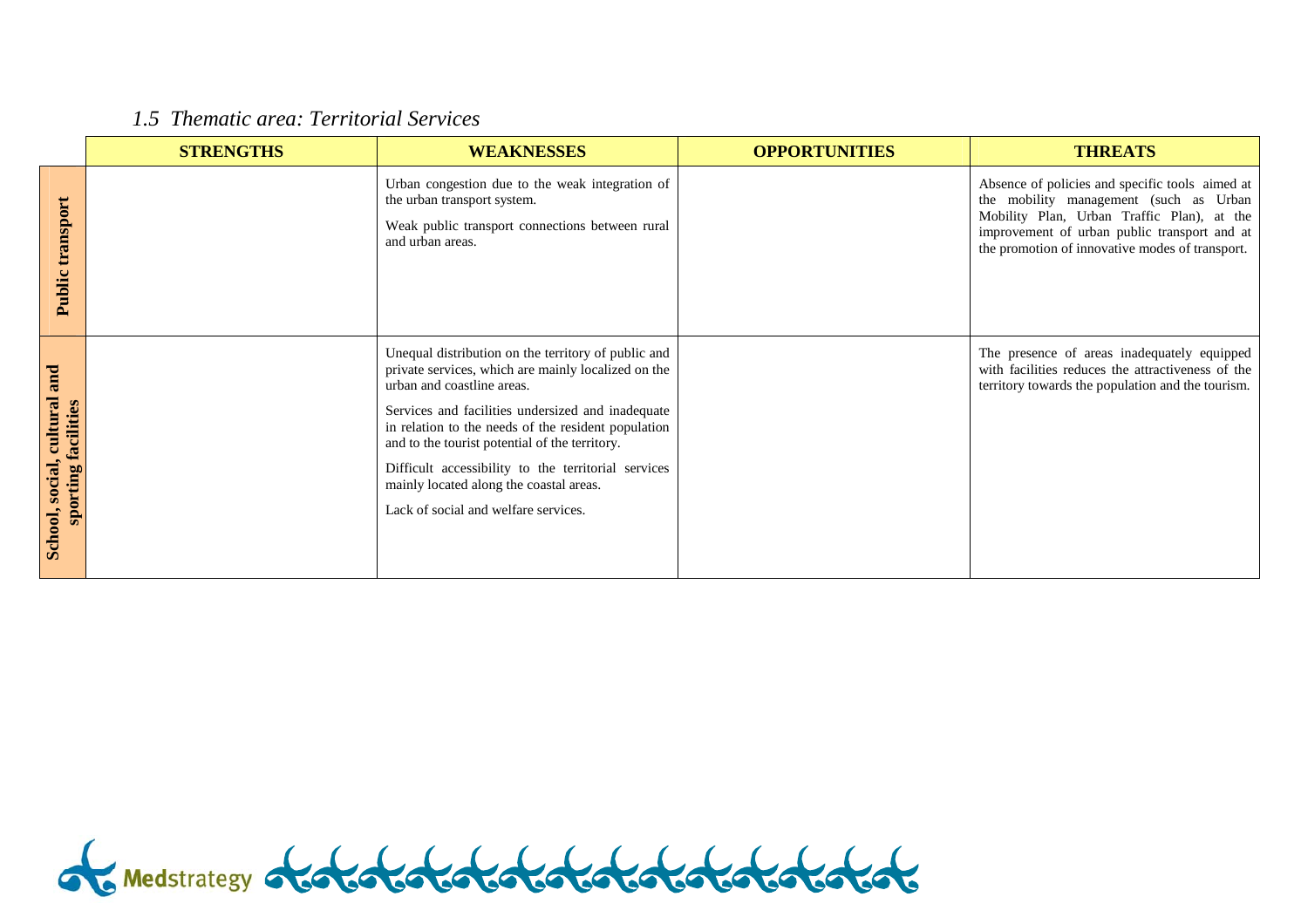### *1.5 Thematic area: Territorial Services*

| | STRENGTHS | WEAKNESSES | OPPORTUNITIES | THREATS |
|---|---|---|---|---|
| **Public transport** | | Urban congestion due to the weak integration of the urban transport system.<br><br>Weak public transport connections between rural and urban areas. | | Absence of policies and specific tools aimed at the mobility management (such as Urban Mobility Plan, Urban Traffic Plan), at the improvement of urban public transport and at the promotion of innovative modes of transport. |
| **School, social, cultural and sporting facilities** | | Unequal distribution on the territory of public and private services, which are mainly localized on the urban and coastline areas.<br><br>Services and facilities undersized and inadequate in relation to the needs of the resident population and to the tourist potential of the territory.<br><br>Difficult accessibility to the territorial services mainly located along the coastal areas.<br><br>Lack of social and welfare services. | | The presence of areas inadequately equipped with facilities reduces the attractiveness of the territory towards the population and the tourism. |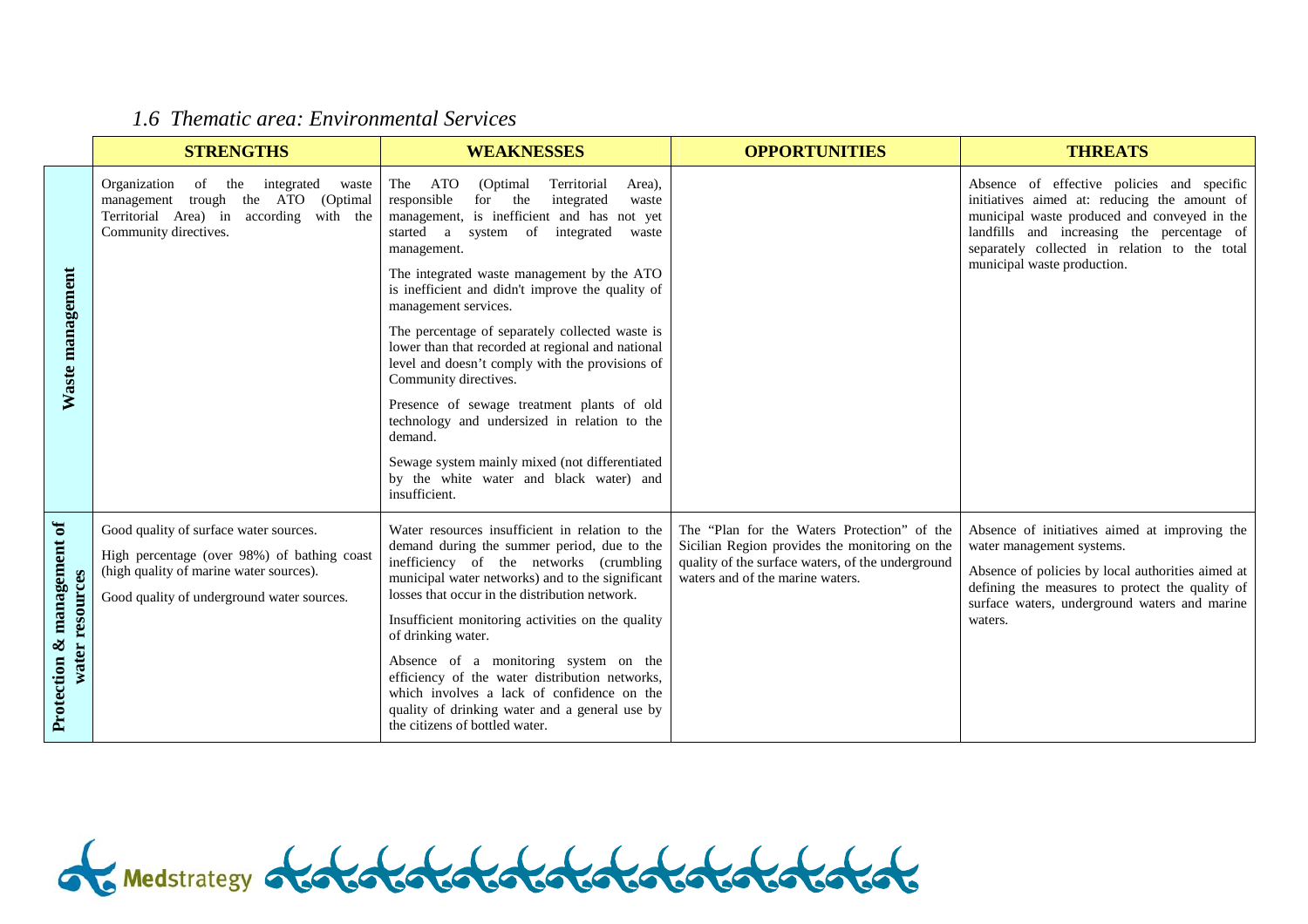### *1.6 Thematic area: Environmental Services*

| | STRENGTHS | WEAKNESSES | OPPORTUNITIES | THREATS |
|---|---|---|---|---|
| **Waste management** | Organization of the integrated waste management trough the ATO (Optimal Territorial Area) in according with the Community directives. | The ATO (Optimal Territorial Area), responsible for the integrated waste management, is inefficient and has not yet started a system of integrated waste management.<br><br>The integrated waste management by the ATO is inefficient and didn't improve the quality of management services.<br><br>The percentage of separately collected waste is lower than that recorded at regional and national level and doesn't comply with the provisions of Community directives.<br><br>Presence of sewage treatment plants of old technology and undersized in relation to the demand.<br><br>Sewage system mainly mixed (not differentiated by the white water and black water) and insufficient. | | Absence of effective policies and specific initiatives aimed at: reducing the amount of municipal waste produced and conveyed in the landfills and increasing the percentage of separately collected in relation to the total municipal waste production. |
| **Protection & management of water resources** | Good quality of surface water sources.<br><br>High percentage (over 98%) of bathing coast (high quality of marine water sources).<br><br>Good quality of underground water sources. | Water resources insufficient in relation to the demand during the summer period, due to the inefficiency of the networks (crumbling municipal water networks) and to the significant losses that occur in the distribution network.<br><br>Insufficient monitoring activities on the quality of drinking water.<br><br>Absence of a monitoring system on the efficiency of the water distribution networks, which involves a lack of confidence on the quality of drinking water and a general use by the citizens of bottled water. | The "Plan for the Waters Protection" of the Sicilian Region provides the monitoring on the quality of the surface waters, of the underground waters and of the marine waters. | Absence of initiatives aimed at improving the water management systems.<br><br>Absence of policies by local authorities aimed at defining the measures to protect the quality of surface waters, underground waters and marine waters. |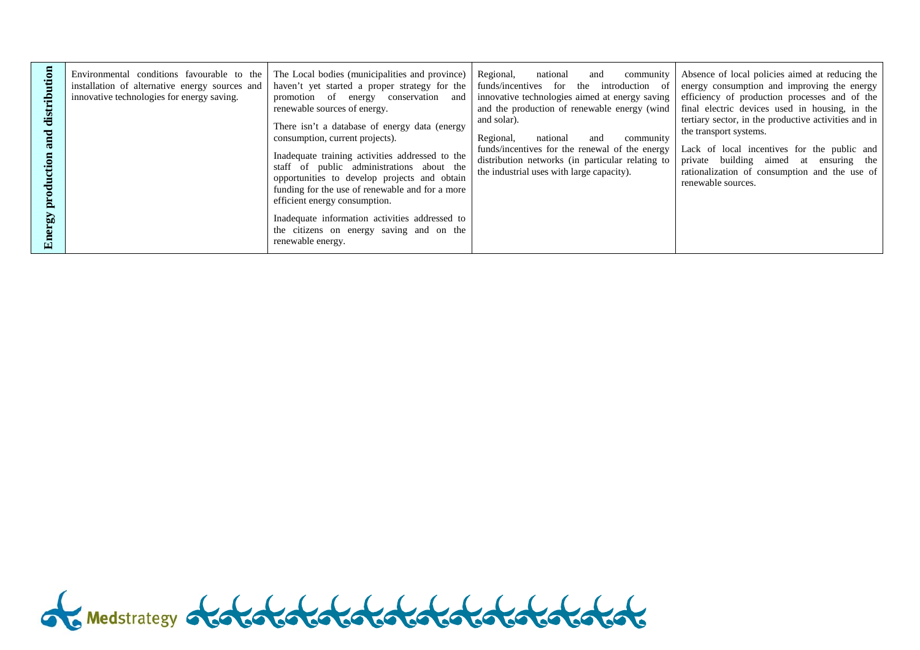| | | | | |
|---|---|---|---|---|
| **Energy production and distribution** | Environmental conditions favourable to the installation of alternative energy sources and innovative technologies for energy saving. | The Local bodies (municipalities and province) haven't yet started a proper strategy for the promotion of energy conservation and renewable sources of energy.<br><br>There isn't a database of energy data (energy consumption, current projects).<br><br>Inadequate training activities addressed to the staff of public administrations about the opportunities to develop projects and obtain funding for the use of renewable and for a more efficient energy consumption.<br><br>Inadequate information activities addressed to the citizens on energy saving and on the renewable energy. | Regional, national and community funds/incentives for the introduction of innovative technologies aimed at energy saving and the production of renewable energy (wind and solar).<br><br>Regional, national and community funds/incentives for the renewal of the energy distribution networks (in particular relating to the industrial uses with large capacity). | Absence of local policies aimed at reducing the energy consumption and improving the energy efficiency of production processes and of the final electric devices used in housing, in the tertiary sector, in the productive activities and in the transport systems.<br><br>Lack of local incentives for the public and private building aimed at ensuring the rationalization of consumption and the use of renewable sources. |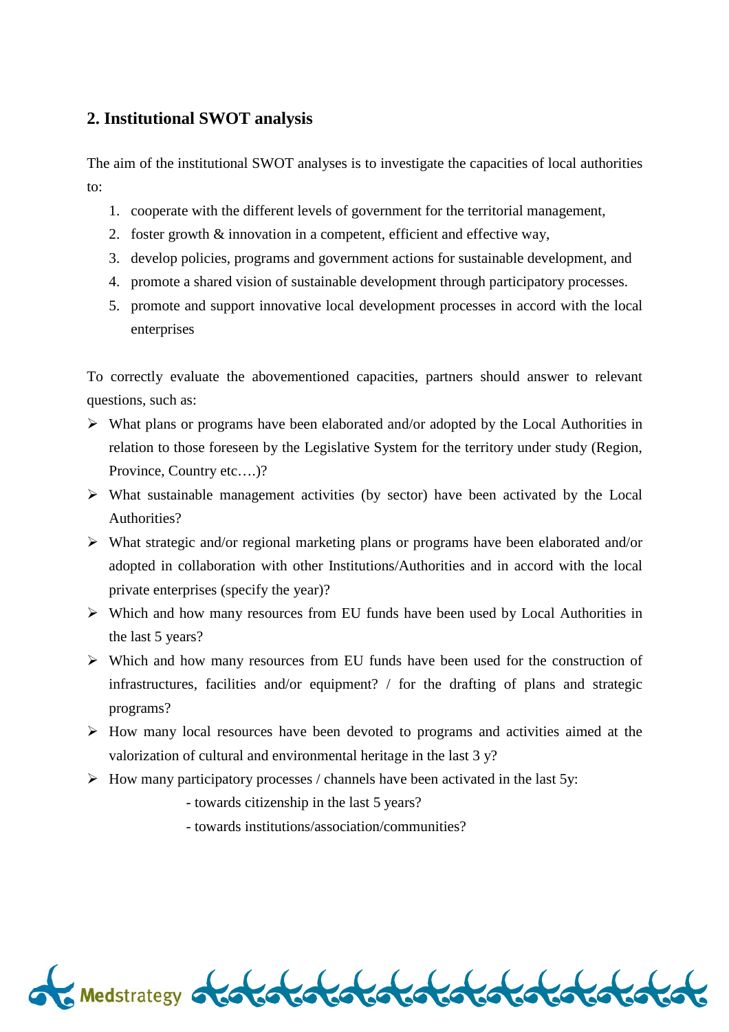## 2. Institutional SWOT analysis

The aim of the institutional SWOT analyses is to investigate the capacities of local authorities to:

1. cooperate with the different levels of government for the territorial management,
2. foster growth & innovation in a competent, efficient and effective way,
3. develop policies, programs and government actions for sustainable development, and
4. promote a shared vision of sustainable development through participatory processes.
5. promote and support innovative local development processes in accord with the local enterprises

To correctly evaluate the abovementioned capacities, partners should answer to relevant questions, such as:

- What plans or programs have been elaborated and/or adopted by the Local Authorities in relation to those foreseen by the Legislative System for the territory under study (Region, Province, Country etc….)?
- What sustainable management activities (by sector) have been activated by the Local Authorities?
- What strategic and/or regional marketing plans or programs have been elaborated and/or adopted in collaboration with other Institutions/Authorities and in accord with the local private enterprises (specify the year)?
- Which and how many resources from EU funds have been used by Local Authorities in the last 5 years?
- Which and how many resources from EU funds have been used for the construction of infrastructures, facilities and/or equipment? / for the drafting of plans and strategic programs?
- How many local resources have been devoted to programs and activities aimed at the valorization of cultural and environmental heritage in the last 3 y?
- How many participatory processes / channels have been activated in the last 5y:
  - towards citizenship in the last 5 years?
  - towards institutions/association/communities?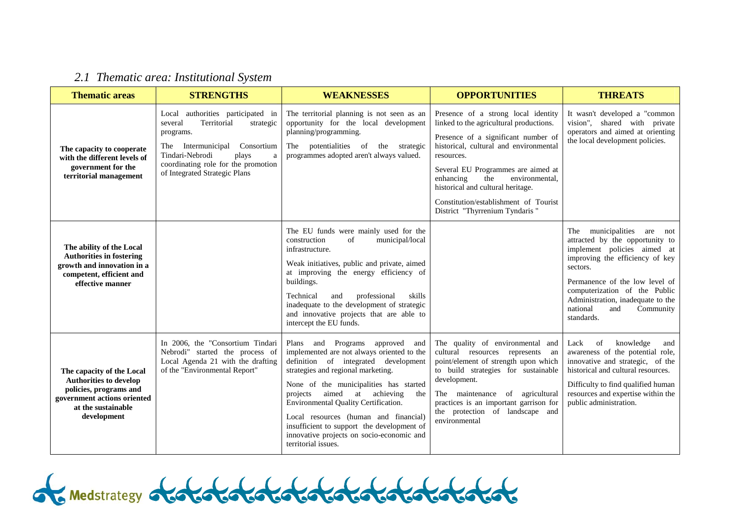## *2.1 Thematic area: Institutional System*

| Thematic areas | STRENGTHS | WEAKNESSES | OPPORTUNITIES | THREATS |
|---|---|---|---|---|
| **The capacity to cooperate with the different levels of government for the territorial management** | Local authorities participated in several Territorial strategic programs.<br><br>The Intermunicipal Consortium Tindari-Nebrodi plays a coordinating role for the promotion of Integrated Strategic Plans | The territorial planning is not seen as an opportunity for the local development planning/programming.<br><br>The potentialities of the strategic programmes adopted aren't always valued. | Presence of a strong local identity linked to the agricultural productions.<br><br>Presence of a significant number of historical, cultural and environmental resources.<br><br>Several EU Programmes are aimed at enhancing the environmental, historical and cultural heritage.<br><br>Constitution/establishment of Tourist District "Thyrrenium Tyndaris " | It wasn't developed a "common vision", shared with private operators and aimed at orienting the local development policies. |
| **The ability of the Local Authorities in fostering growth and innovation in a competent, efficient and effective manner** | | The EU funds were mainly used for the construction of municipal/local infrastructure.<br><br>Weak initiatives, public and private, aimed at improving the energy efficiency of buildings.<br><br>Technical and professional skills inadequate to the development of strategic and innovative projects that are able to intercept the EU funds. | | The municipalities are not attracted by the opportunity to implement policies aimed at improving the efficiency of key sectors.<br><br>Permanence of the low level of computerization of the Public Administration, inadequate to the national and Community standards. |
| **The capacity of the Local Authorities to develop policies, programs and government actions oriented at the sustainable development** | In 2006, the "Consortium Tindari Nebrodi" started the process of Local Agenda 21 with the drafting of the "Environmental Report" | Plans and Programs approved and implemented are not always oriented to the definition of integrated development strategies and regional marketing.<br><br>None of the municipalities has started projects aimed at achieving the Environmental Quality Certification.<br><br>Local resources (human and financial) insufficient to support the development of innovative projects on socio-economic and territorial issues. | The quality of environmental and cultural resources represents an point/element of strength upon which to build strategies for sustainable development.<br><br>The maintenance of agricultural practices is an important garrison for the protection of landscape and environmental | Lack of knowledge and awareness of the potential role, innovative and strategic, of the historical and cultural resources.<br><br>Difficulty to find qualified human resources and expertise within the public administration. |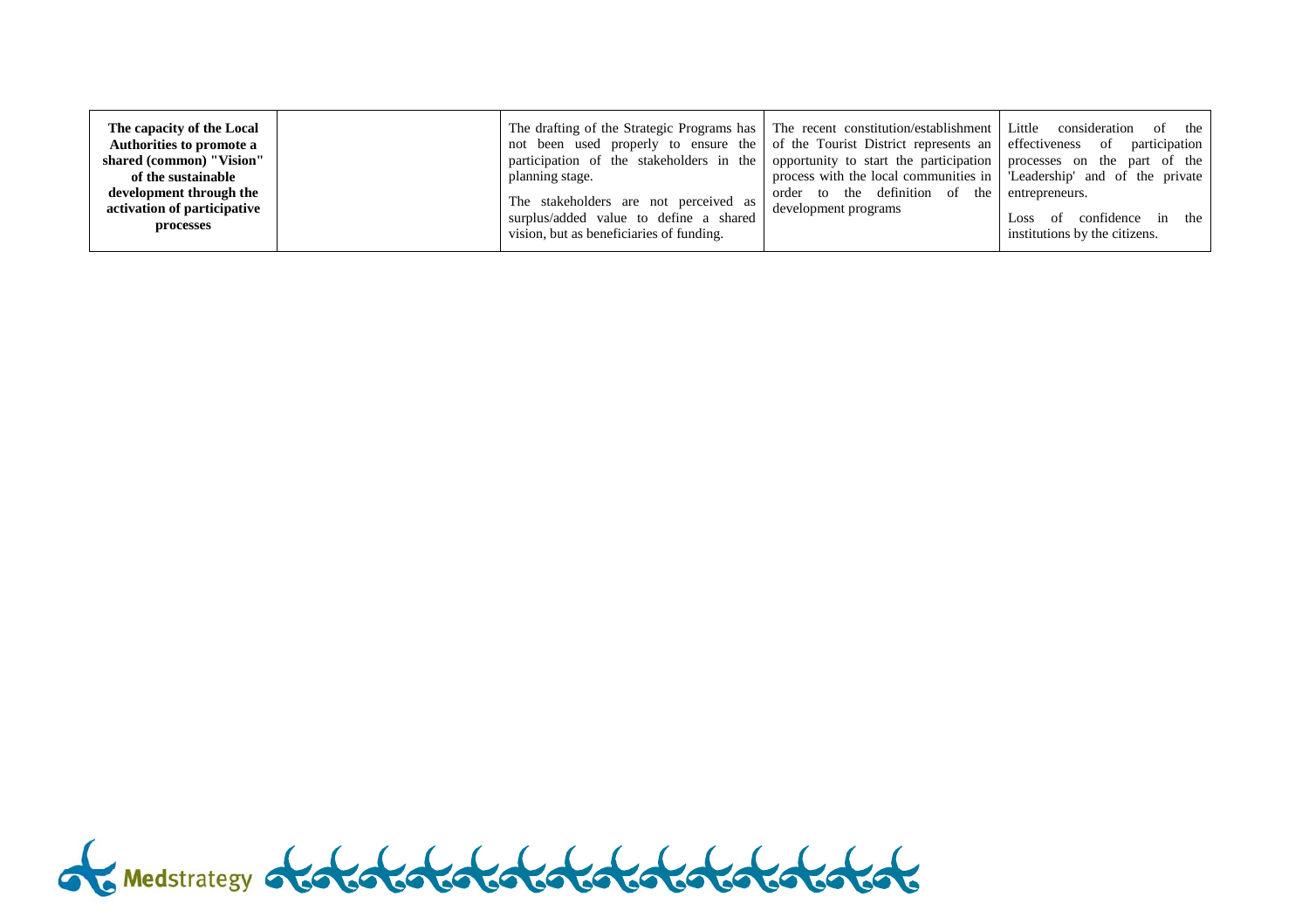| | | | | |
|---|---|---|---|---|
| **The capacity of the Local Authorities to promote a shared (common) "Vision" of the sustainable development through the activation of participative processes** | | The drafting of the Strategic Programs has not been used properly to ensure the participation of the stakeholders in the planning stage.<br><br>The stakeholders are not perceived as surplus/added value to define a shared vision, but as beneficiaries of funding. | The recent constitution/establishment of the Tourist District represents an opportunity to start the participation process with the local communities in order to the definition of the development programs | Little consideration of the effectiveness of participation processes on the part of the 'Leadership' and of the private entrepreneurs.<br><br>Loss of confidence in the institutions by the citizens. |